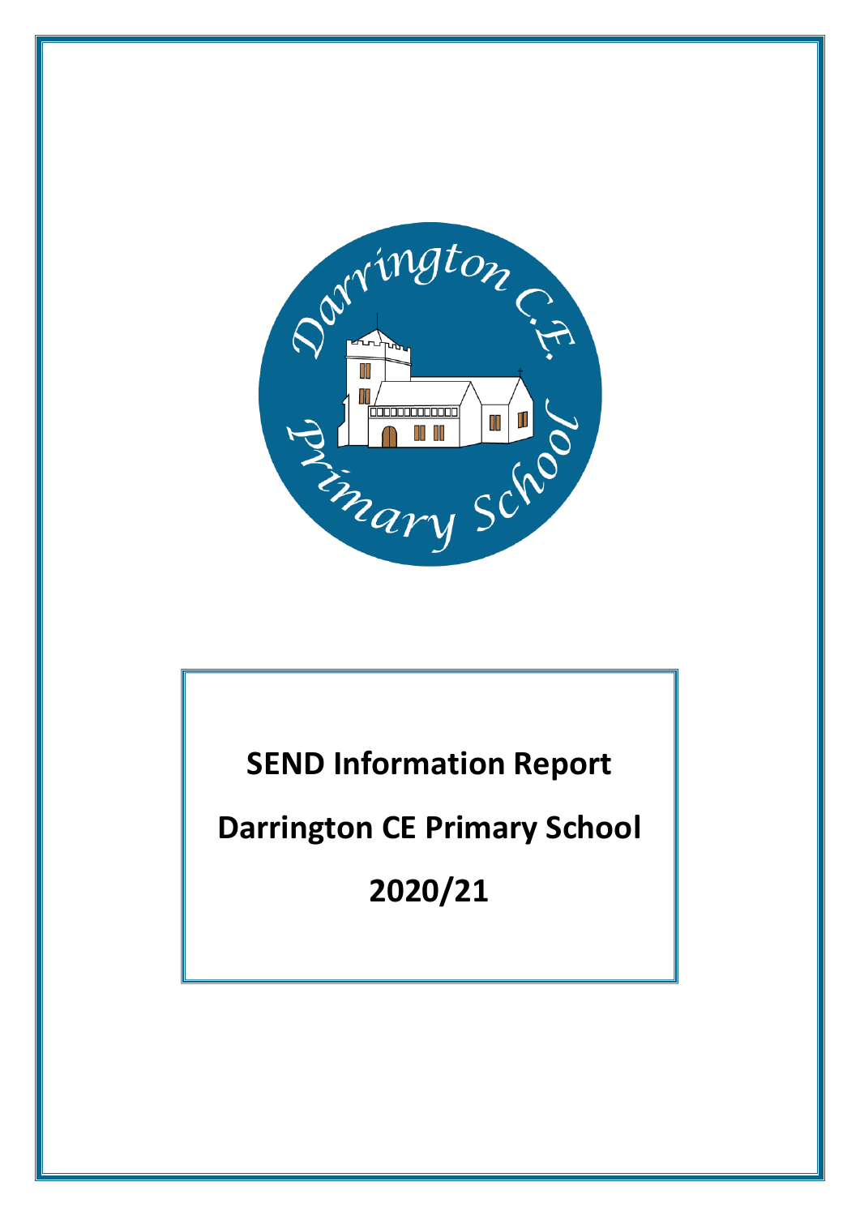# SEND Information Report

## Darrington CE Primary School

## 2020/21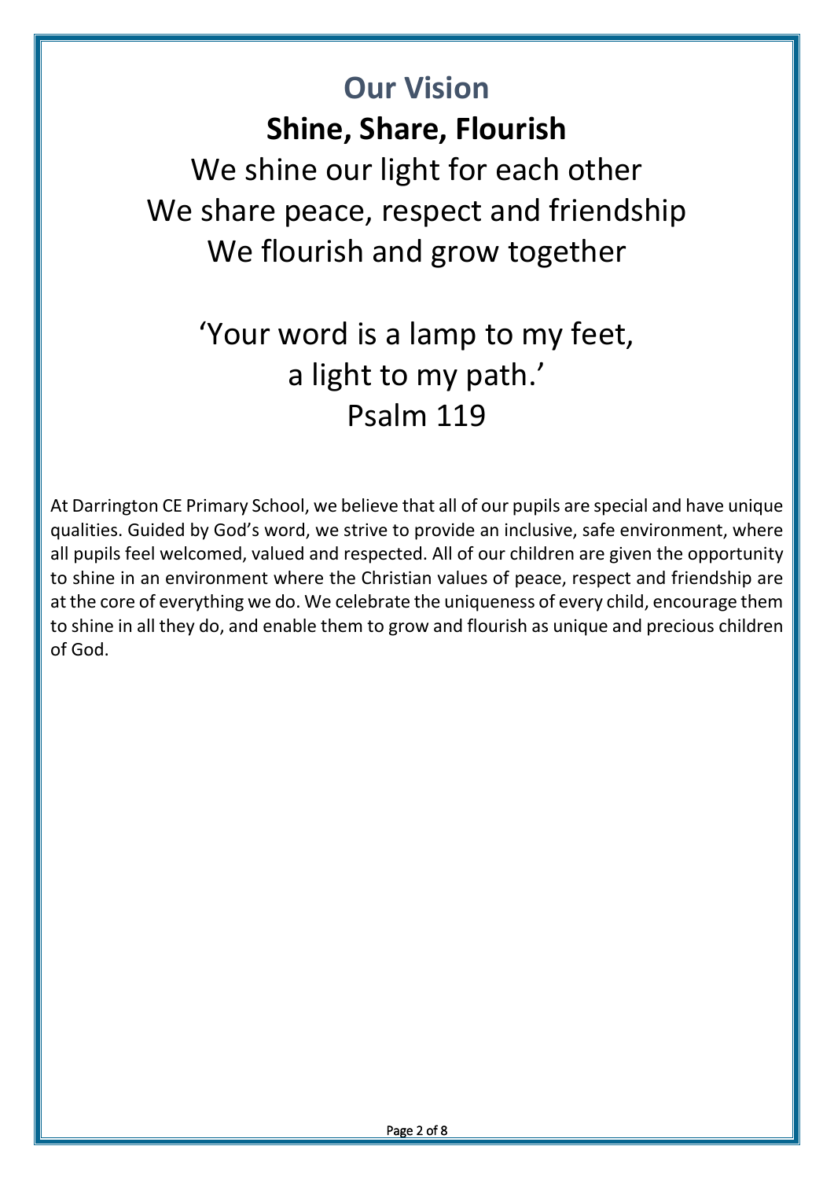# Our Vision

## Shine, Share, Flourish

We shine our light for each other
We share peace, respect and friendship
We flourish and grow together

'Your word is a lamp to my feet,
a light to my path.'
Psalm 119

At Darrington CE Primary School, we believe that all of our pupils are special and have unique qualities. Guided by God's word, we strive to provide an inclusive, safe environment, where all pupils feel welcomed, valued and respected. All of our children are given the opportunity to shine in an environment where the Christian values of peace, respect and friendship are at the core of everything we do. We celebrate the uniqueness of every child, encourage them to shine in all they do, and enable them to grow and flourish as unique and precious children of God.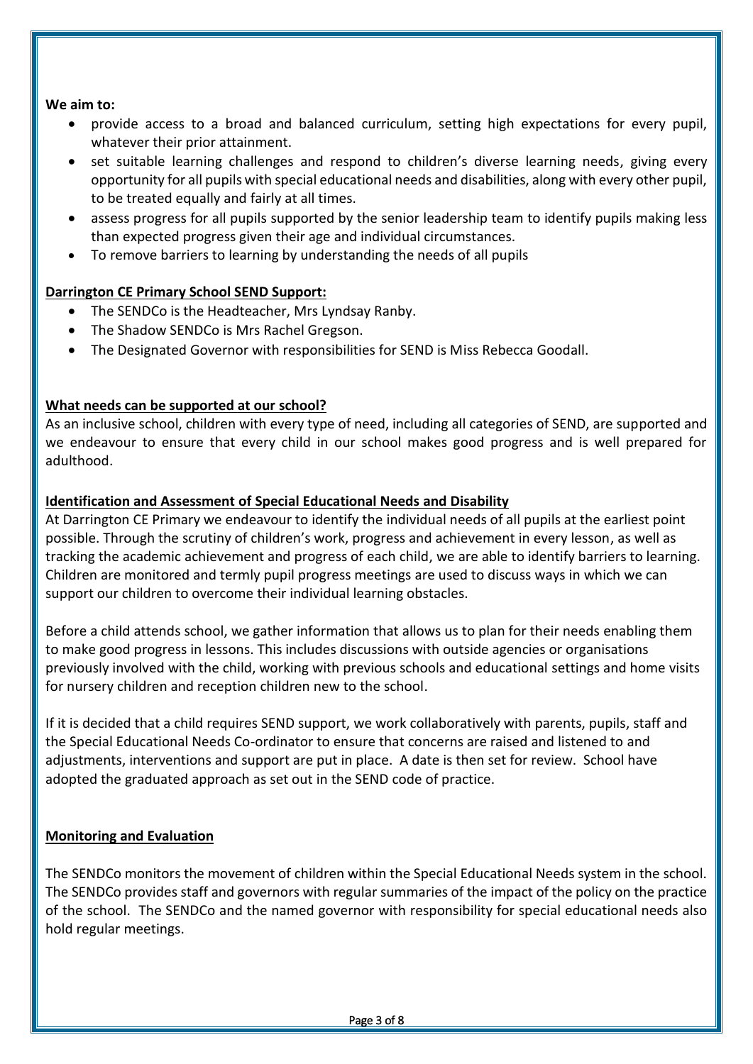**We aim to:**

- provide access to a broad and balanced curriculum, setting high expectations for every pupil, whatever their prior attainment.
- set suitable learning challenges and respond to children's diverse learning needs, giving every opportunity for all pupils with special educational needs and disabilities, along with every other pupil, to be treated equally and fairly at all times.
- assess progress for all pupils supported by the senior leadership team to identify pupils making less than expected progress given their age and individual circumstances.
- To remove barriers to learning by understanding the needs of all pupils

**Darrington CE Primary School SEND Support:**

- The SENDCo is the Headteacher, Mrs Lyndsay Ranby.
- The Shadow SENDCo is Mrs Rachel Gregson.
- The Designated Governor with responsibilities for SEND is Miss Rebecca Goodall.

**What needs can be supported at our school?**

As an inclusive school, children with every type of need, including all categories of SEND, are supported and we endeavour to ensure that every child in our school makes good progress and is well prepared for adulthood.

**Identification and Assessment of Special Educational Needs and Disability**

At Darrington CE Primary we endeavour to identify the individual needs of all pupils at the earliest point possible. Through the scrutiny of children's work, progress and achievement in every lesson, as well as tracking the academic achievement and progress of each child, we are able to identify barriers to learning. Children are monitored and termly pupil progress meetings are used to discuss ways in which we can support our children to overcome their individual learning obstacles.

Before a child attends school, we gather information that allows us to plan for their needs enabling them to make good progress in lessons. This includes discussions with outside agencies or organisations previously involved with the child, working with previous schools and educational settings and home visits for nursery children and reception children new to the school.

If it is decided that a child requires SEND support, we work collaboratively with parents, pupils, staff and the Special Educational Needs Co-ordinator to ensure that concerns are raised and listened to and adjustments, interventions and support are put in place. A date is then set for review. School have adopted the graduated approach as set out in the SEND code of practice.

**Monitoring and Evaluation**

The SENDCo monitors the movement of children within the Special Educational Needs system in the school. The SENDCo provides staff and governors with regular summaries of the impact of the policy on the practice of the school. The SENDCo and the named governor with responsibility for special educational needs also hold regular meetings.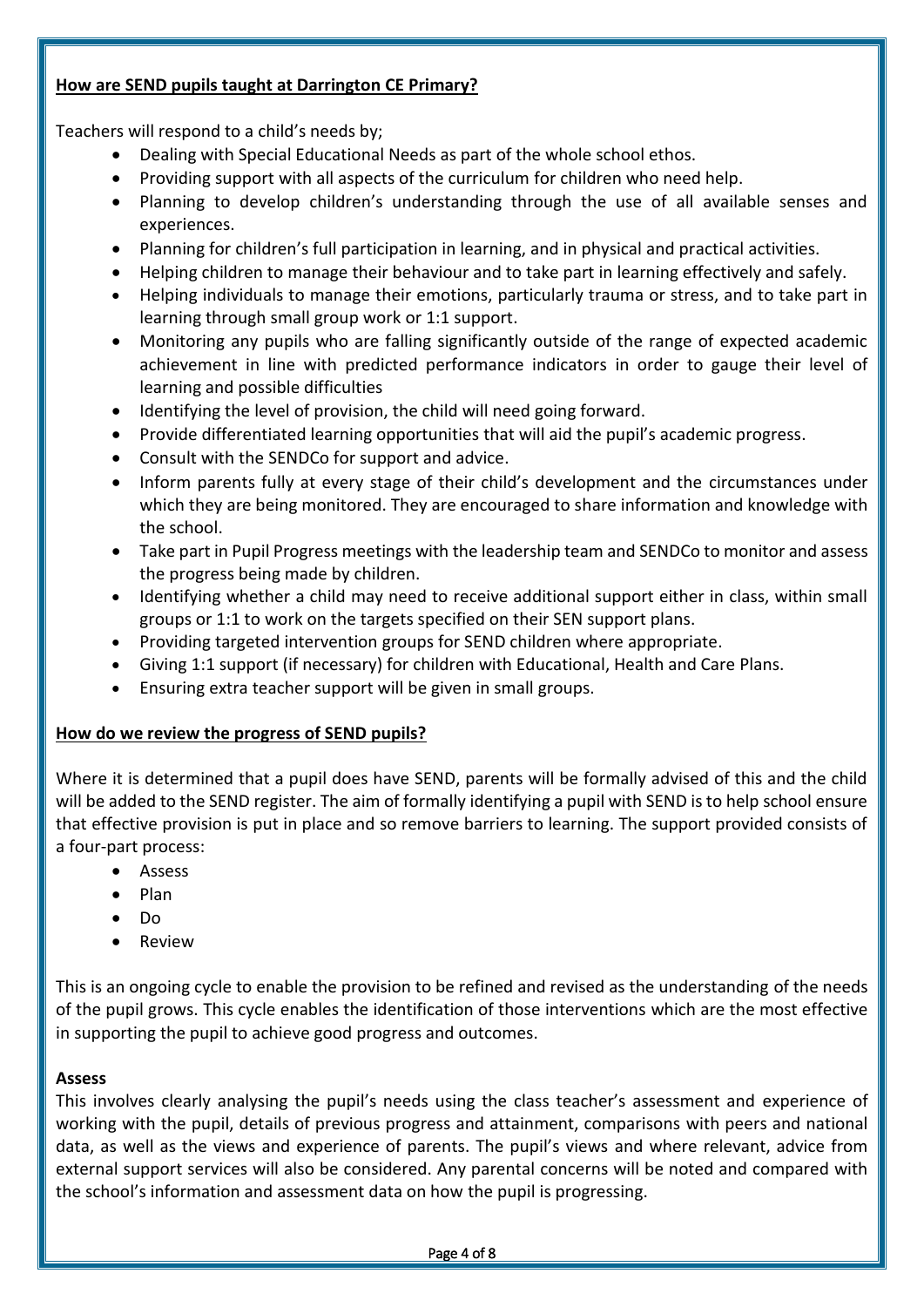## How are SEND pupils taught at Darrington CE Primary?

Teachers will respond to a child's needs by;

- Dealing with Special Educational Needs as part of the whole school ethos.
- Providing support with all aspects of the curriculum for children who need help.
- Planning to develop children's understanding through the use of all available senses and experiences.
- Planning for children's full participation in learning, and in physical and practical activities.
- Helping children to manage their behaviour and to take part in learning effectively and safely.
- Helping individuals to manage their emotions, particularly trauma or stress, and to take part in learning through small group work or 1:1 support.
- Monitoring any pupils who are falling significantly outside of the range of expected academic achievement in line with predicted performance indicators in order to gauge their level of learning and possible difficulties
- Identifying the level of provision, the child will need going forward.
- Provide differentiated learning opportunities that will aid the pupil's academic progress.
- Consult with the SENDCo for support and advice.
- Inform parents fully at every stage of their child's development and the circumstances under which they are being monitored. They are encouraged to share information and knowledge with the school.
- Take part in Pupil Progress meetings with the leadership team and SENDCo to monitor and assess the progress being made by children.
- Identifying whether a child may need to receive additional support either in class, within small groups or 1:1 to work on the targets specified on their SEN support plans.
- Providing targeted intervention groups for SEND children where appropriate.
- Giving 1:1 support (if necessary) for children with Educational, Health and Care Plans.
- Ensuring extra teacher support will be given in small groups.

## How do we review the progress of SEND pupils?

Where it is determined that a pupil does have SEND, parents will be formally advised of this and the child will be added to the SEND register. The aim of formally identifying a pupil with SEND is to help school ensure that effective provision is put in place and so remove barriers to learning. The support provided consists of a four-part process:

- Assess
- Plan
- Do
- Review

This is an ongoing cycle to enable the provision to be refined and revised as the understanding of the needs of the pupil grows. This cycle enables the identification of those interventions which are the most effective in supporting the pupil to achieve good progress and outcomes.

**Assess**

This involves clearly analysing the pupil's needs using the class teacher's assessment and experience of working with the pupil, details of previous progress and attainment, comparisons with peers and national data, as well as the views and experience of parents. The pupil's views and where relevant, advice from external support services will also be considered. Any parental concerns will be noted and compared with the school's information and assessment data on how the pupil is progressing.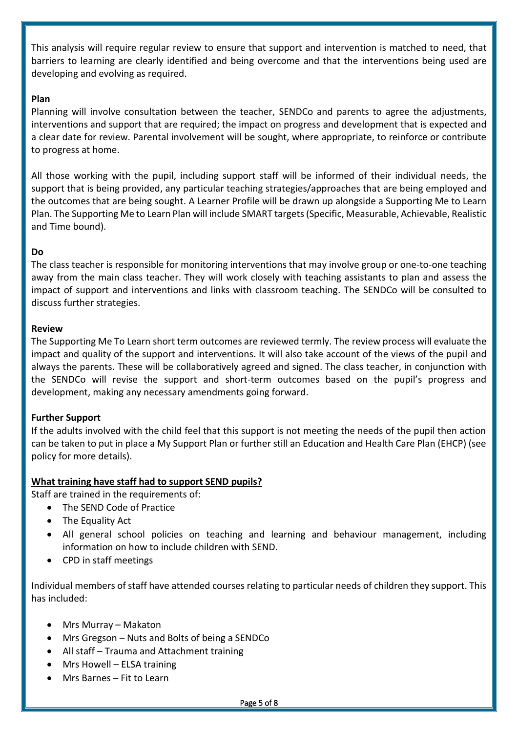This analysis will require regular review to ensure that support and intervention is matched to need, that barriers to learning are clearly identified and being overcome and that the interventions being used are developing and evolving as required.

**Plan**

Planning will involve consultation between the teacher, SENDCo and parents to agree the adjustments, interventions and support that are required; the impact on progress and development that is expected and a clear date for review. Parental involvement will be sought, where appropriate, to reinforce or contribute to progress at home.

All those working with the pupil, including support staff will be informed of their individual needs, the support that is being provided, any particular teaching strategies/approaches that are being employed and the outcomes that are being sought. A Learner Profile will be drawn up alongside a Supporting Me to Learn Plan. The Supporting Me to Learn Plan will include SMART targets (Specific, Measurable, Achievable, Realistic and Time bound).

**Do**

The class teacher is responsible for monitoring interventions that may involve group or one-to-one teaching away from the main class teacher. They will work closely with teaching assistants to plan and assess the impact of support and interventions and links with classroom teaching. The SENDCo will be consulted to discuss further strategies.

**Review**

The Supporting Me To Learn short term outcomes are reviewed termly. The review process will evaluate the impact and quality of the support and interventions. It will also take account of the views of the pupil and always the parents. These will be collaboratively agreed and signed. The class teacher, in conjunction with the SENDCo will revise the support and short-term outcomes based on the pupil's progress and development, making any necessary amendments going forward.

**Further Support**

If the adults involved with the child feel that this support is not meeting the needs of the pupil then action can be taken to put in place a My Support Plan or further still an Education and Health Care Plan (EHCP) (see policy for more details).

**What training have staff had to support SEND pupils?**

Staff are trained in the requirements of:

- The SEND Code of Practice
- The Equality Act
- All general school policies on teaching and learning and behaviour management, including information on how to include children with SEND.
- CPD in staff meetings

Individual members of staff have attended courses relating to particular needs of children they support. This has included:

- Mrs Murray – Makaton
- Mrs Gregson – Nuts and Bolts of being a SENDCo
- All staff – Trauma and Attachment training
- Mrs Howell – ELSA training
- Mrs Barnes – Fit to Learn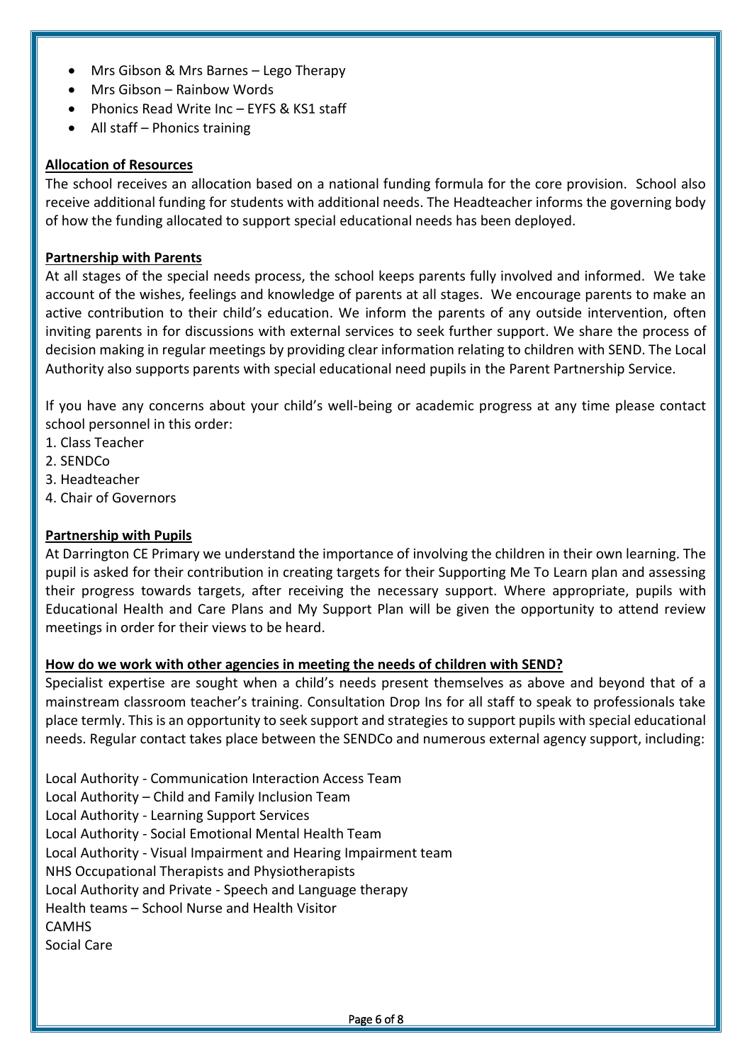- Mrs Gibson & Mrs Barnes – Lego Therapy
- Mrs Gibson – Rainbow Words
- Phonics Read Write Inc – EYFS & KS1 staff
- All staff – Phonics training

**Allocation of Resources**

The school receives an allocation based on a national funding formula for the core provision. School also receive additional funding for students with additional needs. The Headteacher informs the governing body of how the funding allocated to support special educational needs has been deployed.

**Partnership with Parents**

At all stages of the special needs process, the school keeps parents fully involved and informed. We take account of the wishes, feelings and knowledge of parents at all stages. We encourage parents to make an active contribution to their child's education. We inform the parents of any outside intervention, often inviting parents in for discussions with external services to seek further support. We share the process of decision making in regular meetings by providing clear information relating to children with SEND. The Local Authority also supports parents with special educational need pupils in the Parent Partnership Service.

If you have any concerns about your child's well-being or academic progress at any time please contact school personnel in this order:

1. Class Teacher
2. SENDCo
3. Headteacher
4. Chair of Governors

**Partnership with Pupils**

At Darrington CE Primary we understand the importance of involving the children in their own learning. The pupil is asked for their contribution in creating targets for their Supporting Me To Learn plan and assessing their progress towards targets, after receiving the necessary support. Where appropriate, pupils with Educational Health and Care Plans and My Support Plan will be given the opportunity to attend review meetings in order for their views to be heard.

**How do we work with other agencies in meeting the needs of children with SEND?**

Specialist expertise are sought when a child's needs present themselves as above and beyond that of a mainstream classroom teacher's training. Consultation Drop Ins for all staff to speak to professionals take place termly. This is an opportunity to seek support and strategies to support pupils with special educational needs. Regular contact takes place between the SENDCo and numerous external agency support, including:

Local Authority - Communication Interaction Access Team
Local Authority – Child and Family Inclusion Team
Local Authority - Learning Support Services
Local Authority - Social Emotional Mental Health Team
Local Authority - Visual Impairment and Hearing Impairment team
NHS Occupational Therapists and Physiotherapists
Local Authority and Private - Speech and Language therapy
Health teams – School Nurse and Health Visitor
CAMHS
Social Care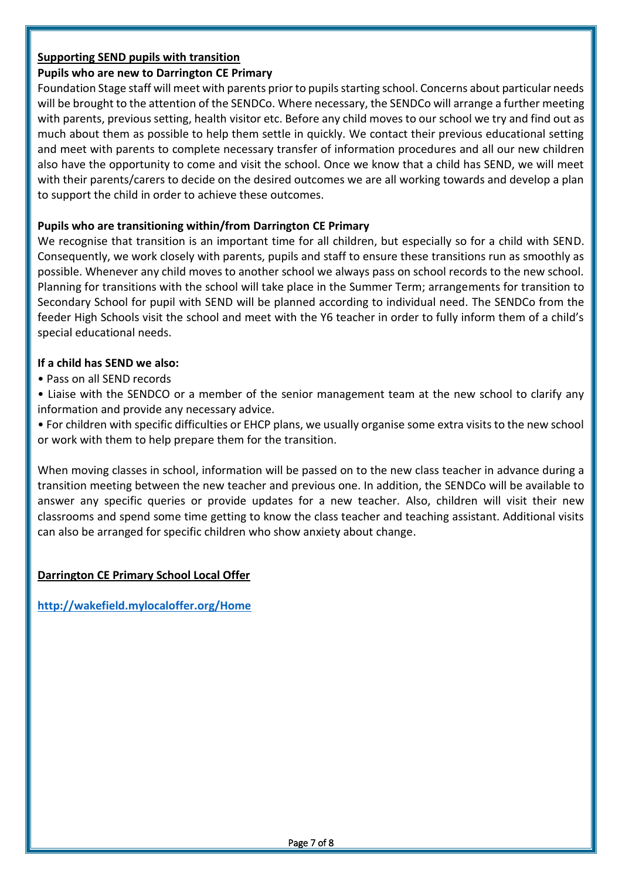## Supporting SEND pupils with transition

**Pupils who are new to Darrington CE Primary**

Foundation Stage staff will meet with parents prior to pupils starting school. Concerns about particular needs will be brought to the attention of the SENDCo. Where necessary, the SENDCo will arrange a further meeting with parents, previous setting, health visitor etc. Before any child moves to our school we try and find out as much about them as possible to help them settle in quickly. We contact their previous educational setting and meet with parents to complete necessary transfer of information procedures and all our new children also have the opportunity to come and visit the school. Once we know that a child has SEND, we will meet with their parents/carers to decide on the desired outcomes we are all working towards and develop a plan to support the child in order to achieve these outcomes.

**Pupils who are transitioning within/from Darrington CE Primary**

We recognise that transition is an important time for all children, but especially so for a child with SEND. Consequently, we work closely with parents, pupils and staff to ensure these transitions run as smoothly as possible. Whenever any child moves to another school we always pass on school records to the new school. Planning for transitions with the school will take place in the Summer Term; arrangements for transition to Secondary School for pupil with SEND will be planned according to individual need. The SENDCo from the feeder High Schools visit the school and meet with the Y6 teacher in order to fully inform them of a child's special educational needs.

**If a child has SEND we also:**

- Pass on all SEND records
- Liaise with the SENDCO or a member of the senior management team at the new school to clarify any information and provide any necessary advice.
- For children with specific difficulties or EHCP plans, we usually organise some extra visits to the new school or work with them to help prepare them for the transition.

When moving classes in school, information will be passed on to the new class teacher in advance during a transition meeting between the new teacher and previous one. In addition, the SENDCo will be available to answer any specific queries or provide updates for a new teacher. Also, children will visit their new classrooms and spend some time getting to know the class teacher and teaching assistant. Additional visits can also be arranged for specific children who show anxiety about change.

## Darrington CE Primary School Local Offer

**http://wakefield.mylocaloffer.org/Home**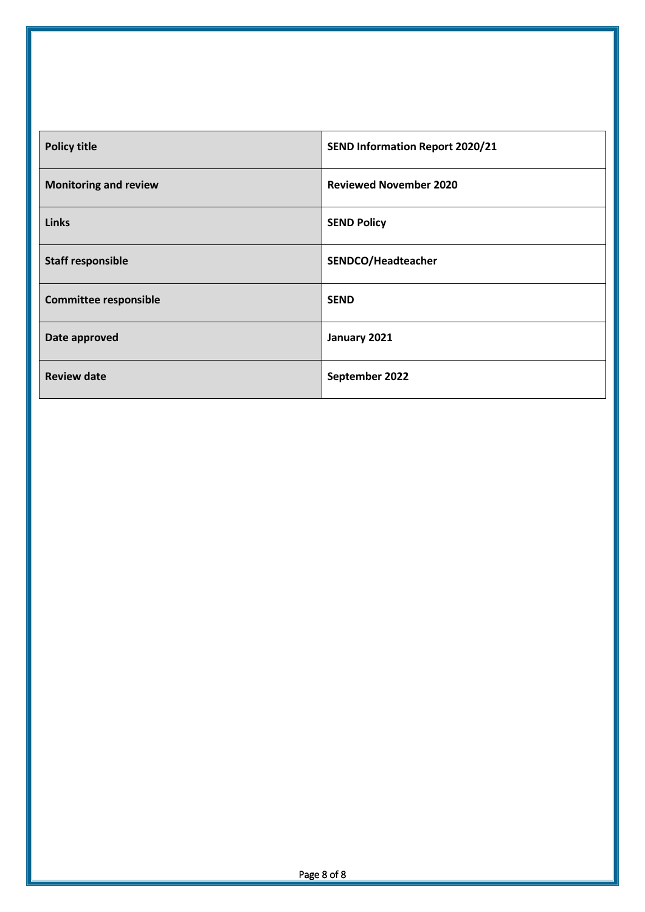| | |
|---|---|
| **Policy title** | **SEND Information Report 2020/21** |
| **Monitoring and review** | **Reviewed November 2020** |
| **Links** | **SEND Policy** |
| **Staff responsible** | **SENDCO/Headteacher** |
| **Committee responsible** | **SEND** |
| **Date approved** | **January 2021** |
| **Review date** | **September 2022** |